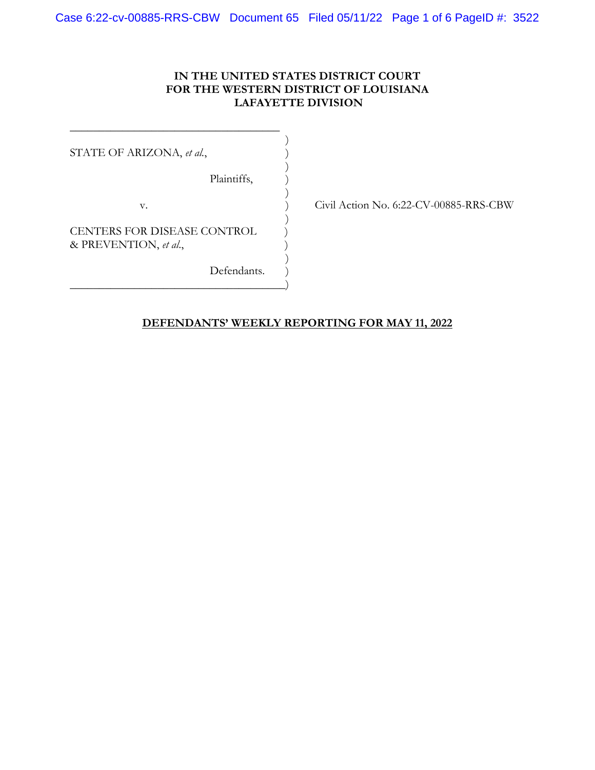**IN THE UNITED STATES DISTRICT COURT**
**FOR THE WESTERN DISTRICT OF LOUISIANA**
**LAFAYETTE DIVISION**

STATE OF ARIZONA, *et al.*,

Plaintiffs,

v.

CENTERS FOR DISEASE CONTROL & PREVENTION, *et al.*,

Defendants.

Civil Action No. 6:22-CV-00885-RRS-CBW

**DEFENDANTS' WEEKLY REPORTING FOR MAY 11, 2022**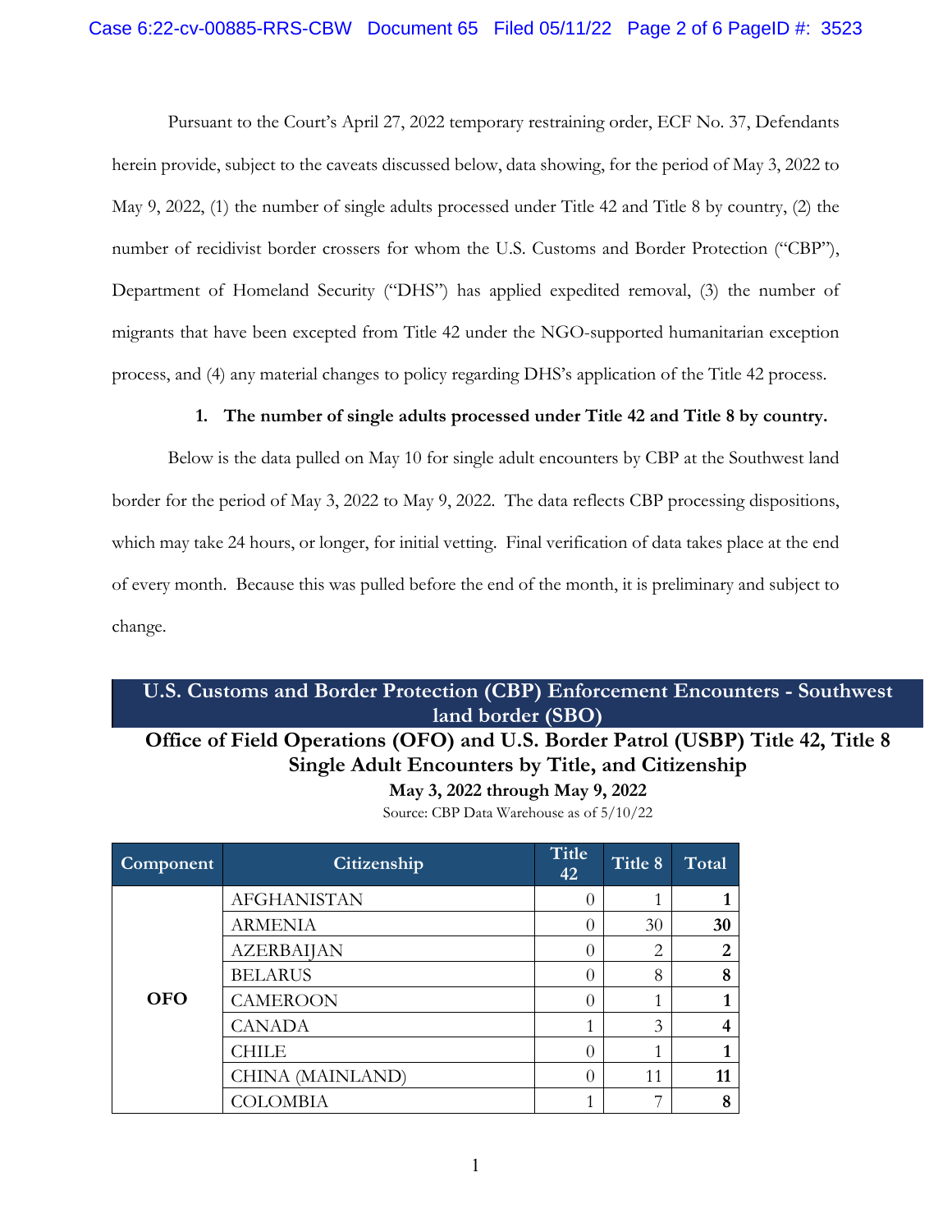Pursuant to the Court's April 27, 2022 temporary restraining order, ECF No. 37, Defendants herein provide, subject to the caveats discussed below, data showing, for the period of May 3, 2022 to May 9, 2022, (1) the number of single adults processed under Title 42 and Title 8 by country, (2) the number of recidivist border crossers for whom the U.S. Customs and Border Protection ("CBP"), Department of Homeland Security ("DHS") has applied expedited removal, (3) the number of migrants that have been excepted from Title 42 under the NGO-supported humanitarian exception process, and (4) any material changes to policy regarding DHS's application of the Title 42 process.

**1. The number of single adults processed under Title 42 and Title 8 by country.**

Below is the data pulled on May 10 for single adult encounters by CBP at the Southwest land border for the period of May 3, 2022 to May 9, 2022. The data reflects CBP processing dispositions, which may take 24 hours, or longer, for initial vetting. Final verification of data takes place at the end of every month. Because this was pulled before the end of the month, it is preliminary and subject to change.

**U.S. Customs and Border Protection (CBP) Enforcement Encounters - Southwest land border (SBO)**

**Office of Field Operations (OFO) and U.S. Border Patrol (USBP) Title 42, Title 8 Single Adult Encounters by Title, and Citizenship**

**May 3, 2022 through May 9, 2022**

Source: CBP Data Warehouse as of 5/10/22

| Component | Citizenship | Title 42 | Title 8 | Total |
|---|---|---|---|---|
| **OFO** | AFGHANISTAN | 0 | 1 | **1** |
| | ARMENIA | 0 | 30 | **30** |
| | AZERBAIJAN | 0 | 2 | **2** |
| | BELARUS | 0 | 8 | **8** |
| | CAMEROON | 0 | 1 | **1** |
| | CANADA | 1 | 3 | **4** |
| | CHILE | 0 | 1 | **1** |
| | CHINA (MAINLAND) | 0 | 11 | **11** |
| | COLOMBIA | 1 | 7 | **8** |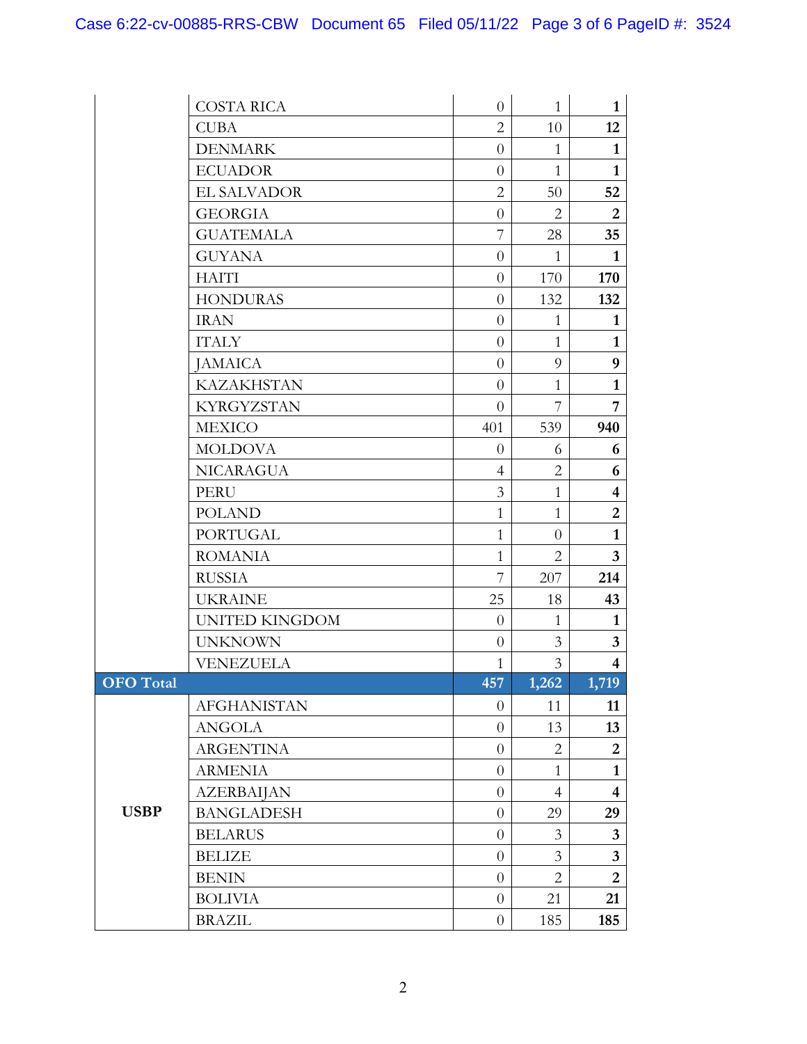| | | | | |
|---|---|---|---|---|
| | COSTA RICA | 0 | 1 | **1** |
| | CUBA | 2 | 10 | **12** |
| | DENMARK | 0 | 1 | **1** |
| | ECUADOR | 0 | 1 | **1** |
| | EL SALVADOR | 2 | 50 | **52** |
| | GEORGIA | 0 | 2 | **2** |
| | GUATEMALA | 7 | 28 | **35** |
| | GUYANA | 0 | 1 | **1** |
| | HAITI | 0 | 170 | **170** |
| | HONDURAS | 0 | 132 | **132** |
| | IRAN | 0 | 1 | **1** |
| | ITALY | 0 | 1 | **1** |
| | JAMAICA | 0 | 9 | **9** |
| | KAZAKHSTAN | 0 | 1 | **1** |
| | KYRGYZSTAN | 0 | 7 | **7** |
| | MEXICO | 401 | 539 | **940** |
| | MOLDOVA | 0 | 6 | **6** |
| | NICARAGUA | 4 | 2 | **6** |
| | PERU | 3 | 1 | **4** |
| | POLAND | 1 | 1 | **2** |
| | PORTUGAL | 1 | 0 | **1** |
| | ROMANIA | 1 | 2 | **3** |
| | RUSSIA | 7 | 207 | **214** |
| | UKRAINE | 25 | 18 | **43** |
| | UNITED KINGDOM | 0 | 1 | **1** |
| | UNKNOWN | 0 | 3 | **3** |
| | VENEZUELA | 1 | 3 | **4** |
| **OFO Total** | | **457** | **1,262** | **1,719** |
| **USBP** | AFGHANISTAN | 0 | 11 | **11** |
| | ANGOLA | 0 | 13 | **13** |
| | ARGENTINA | 0 | 2 | **2** |
| | ARMENIA | 0 | 1 | **1** |
| | AZERBAIJAN | 0 | 4 | **4** |
| | BANGLADESH | 0 | 29 | **29** |
| | BELARUS | 0 | 3 | **3** |
| | BELIZE | 0 | 3 | **3** |
| | BENIN | 0 | 2 | **2** |
| | BOLIVIA | 0 | 21 | **21** |
| | BRAZIL | 0 | 185 | **185** |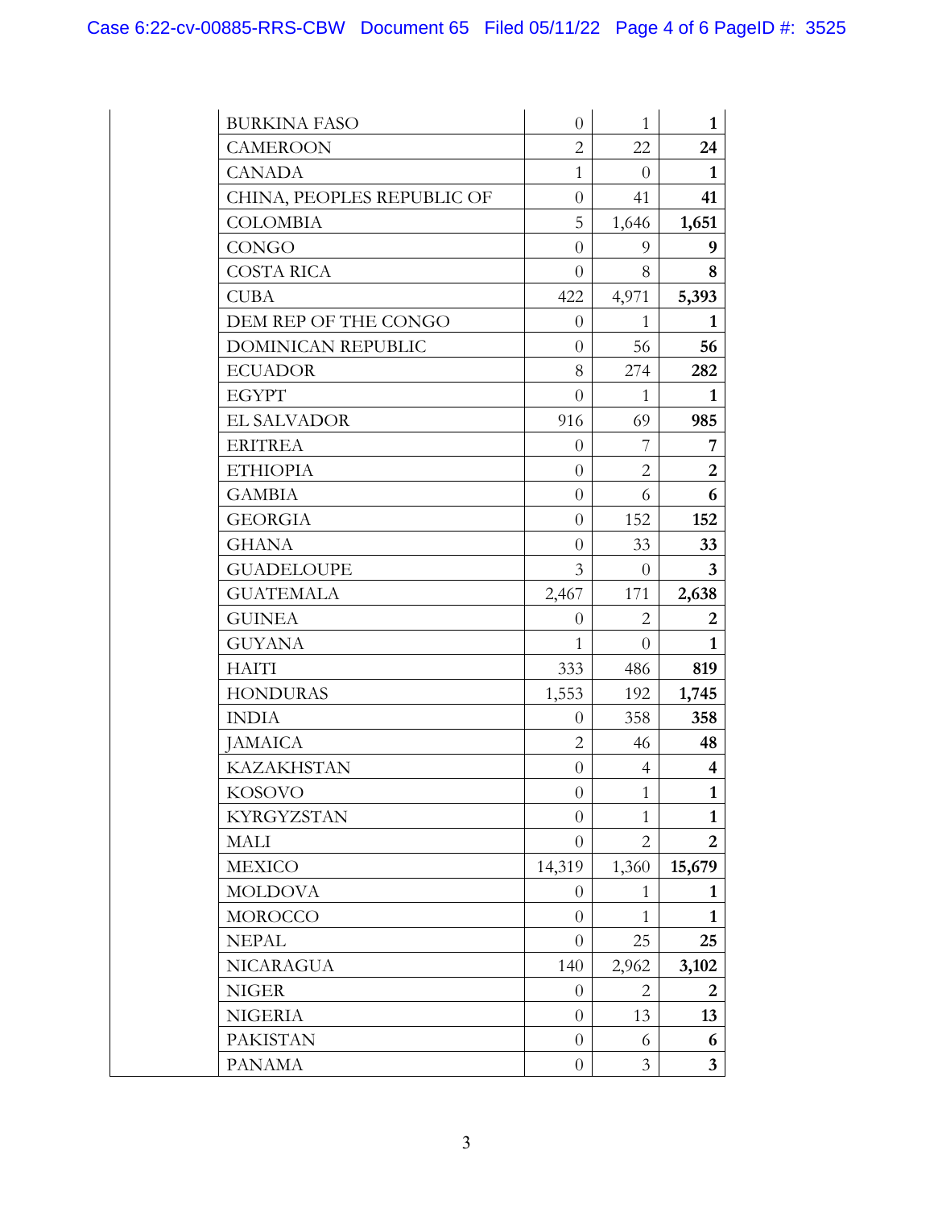| | | | | |
|---|---|---|---|---|
| | BURKINA FASO | 0 | 1 | **1** |
| | CAMEROON | 2 | 22 | **24** |
| | CANADA | 1 | 0 | **1** |
| | CHINA, PEOPLES REPUBLIC OF | 0 | 41 | **41** |
| | COLOMBIA | 5 | 1,646 | **1,651** |
| | CONGO | 0 | 9 | **9** |
| | COSTA RICA | 0 | 8 | **8** |
| | CUBA | 422 | 4,971 | **5,393** |
| | DEM REP OF THE CONGO | 0 | 1 | **1** |
| | DOMINICAN REPUBLIC | 0 | 56 | **56** |
| | ECUADOR | 8 | 274 | **282** |
| | EGYPT | 0 | 1 | **1** |
| | EL SALVADOR | 916 | 69 | **985** |
| | ERITREA | 0 | 7 | **7** |
| | ETHIOPIA | 0 | 2 | **2** |
| | GAMBIA | 0 | 6 | **6** |
| | GEORGIA | 0 | 152 | **152** |
| | GHANA | 0 | 33 | **33** |
| | GUADELOUPE | 3 | 0 | **3** |
| | GUATEMALA | 2,467 | 171 | **2,638** |
| | GUINEA | 0 | 2 | **2** |
| | GUYANA | 1 | 0 | **1** |
| | HAITI | 333 | 486 | **819** |
| | HONDURAS | 1,553 | 192 | **1,745** |
| | INDIA | 0 | 358 | **358** |
| | JAMAICA | 2 | 46 | **48** |
| | KAZAKHSTAN | 0 | 4 | **4** |
| | KOSOVO | 0 | 1 | **1** |
| | KYRGYZSTAN | 0 | 1 | **1** |
| | MALI | 0 | 2 | **2** |
| | MEXICO | 14,319 | 1,360 | **15,679** |
| | MOLDOVA | 0 | 1 | **1** |
| | MOROCCO | 0 | 1 | **1** |
| | NEPAL | 0 | 25 | **25** |
| | NICARAGUA | 140 | 2,962 | **3,102** |
| | NIGER | 0 | 2 | **2** |
| | NIGERIA | 0 | 13 | **13** |
| | PAKISTAN | 0 | 6 | **6** |
| | PANAMA | 0 | 3 | **3** |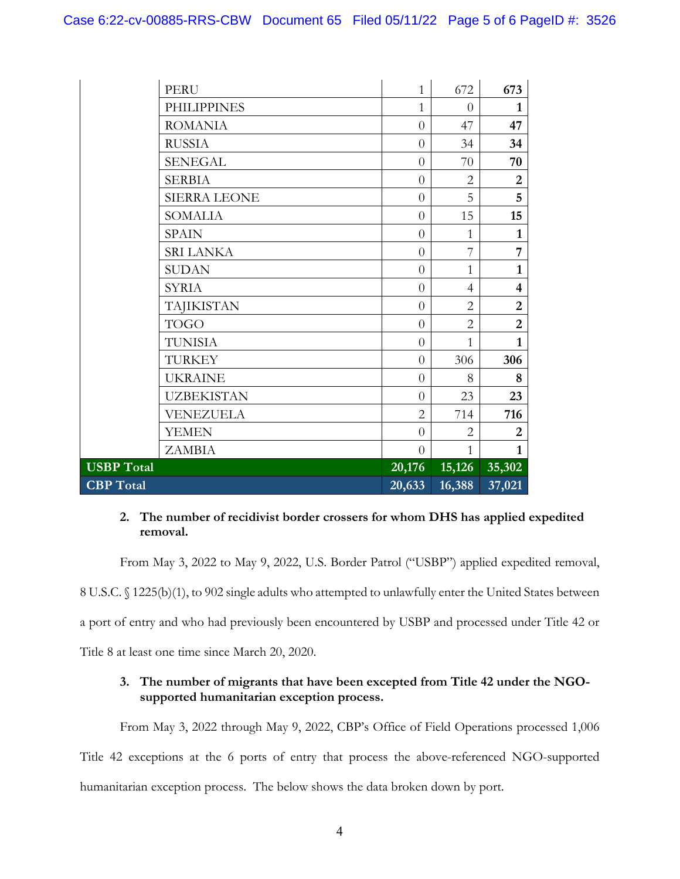| | | | | |
|---|---|---|---|---|
| | PERU | 1 | 672 | **673** |
| | PHILIPPINES | 1 | 0 | **1** |
| | ROMANIA | 0 | 47 | **47** |
| | RUSSIA | 0 | 34 | **34** |
| | SENEGAL | 0 | 70 | **70** |
| | SERBIA | 0 | 2 | **2** |
| | SIERRA LEONE | 0 | 5 | **5** |
| | SOMALIA | 0 | 15 | **15** |
| | SPAIN | 0 | 1 | **1** |
| | SRI LANKA | 0 | 7 | **7** |
| | SUDAN | 0 | 1 | **1** |
| | SYRIA | 0 | 4 | **4** |
| | TAJIKISTAN | 0 | 2 | **2** |
| | TOGO | 0 | 2 | **2** |
| | TUNISIA | 0 | 1 | **1** |
| | TURKEY | 0 | 306 | **306** |
| | UKRAINE | 0 | 8 | **8** |
| | UZBEKISTAN | 0 | 23 | **23** |
| | VENEZUELA | 2 | 714 | **716** |
| | YEMEN | 0 | 2 | **2** |
| | ZAMBIA | 0 | 1 | **1** |
| **USBP Total** | | **20,176** | **15,126** | **35,302** |
| **CBP Total** | | **20,633** | **16,388** | **37,021** |

2. **The number of recidivist border crossers for whom DHS has applied expedited removal.**

From May 3, 2022 to May 9, 2022, U.S. Border Patrol ("USBP") applied expedited removal, 8 U.S.C. § 1225(b)(1), to 902 single adults who attempted to unlawfully enter the United States between a port of entry and who had previously been encountered by USBP and processed under Title 42 or Title 8 at least one time since March 20, 2020.

3. **The number of migrants that have been excepted from Title 42 under the NGO-supported humanitarian exception process.**

From May 3, 2022 through May 9, 2022, CBP's Office of Field Operations processed 1,006 Title 42 exceptions at the 6 ports of entry that process the above-referenced NGO-supported humanitarian exception process. The below shows the data broken down by port.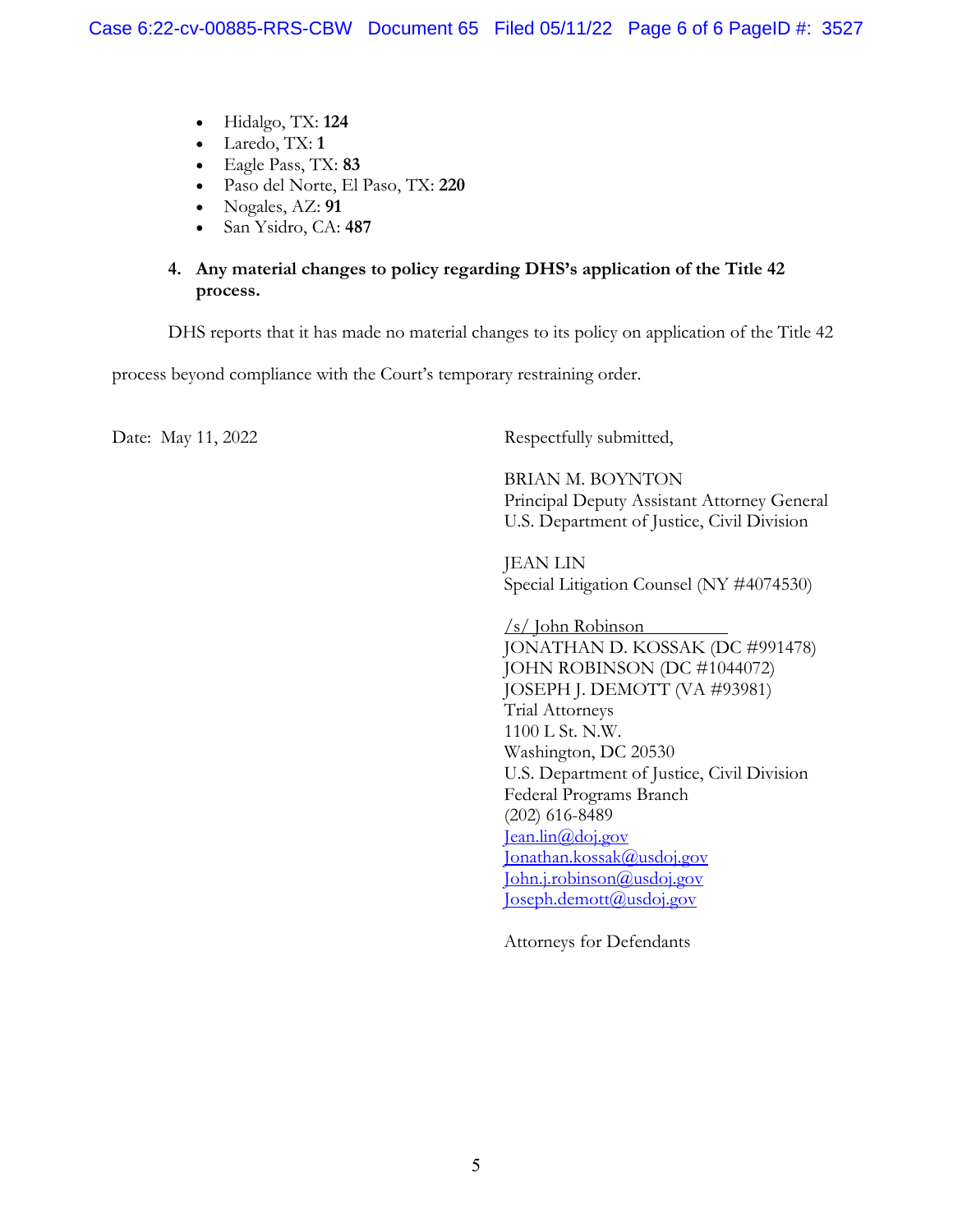- Hidalgo, TX: **124**
- Laredo, TX: **1**
- Eagle Pass, TX: **83**
- Paso del Norte, El Paso, TX: **220**
- Nogales, AZ: **91**
- San Ysidro, CA: **487**

4. **Any material changes to policy regarding DHS's application of the Title 42 process.**

DHS reports that it has made no material changes to its policy on application of the Title 42 process beyond compliance with the Court's temporary restraining order.

Date: May 11, 2022

Respectfully submitted,

BRIAN M. BOYNTON
Principal Deputy Assistant Attorney General
U.S. Department of Justice, Civil Division

JEAN LIN
Special Litigation Counsel (NY #4074530)

/s/ John Robinson
JONATHAN D. KOSSAK (DC #991478)
JOHN ROBINSON (DC #1044072)
JOSEPH J. DEMOTT (VA #93981)
Trial Attorneys
1100 L St. N.W.
Washington, DC 20530
U.S. Department of Justice, Civil Division
Federal Programs Branch
(202) 616-8489
Jean.lin@doj.gov
Jonathan.kossak@usdoj.gov
John.j.robinson@usdoj.gov
Joseph.demott@usdoj.gov

Attorneys for Defendants